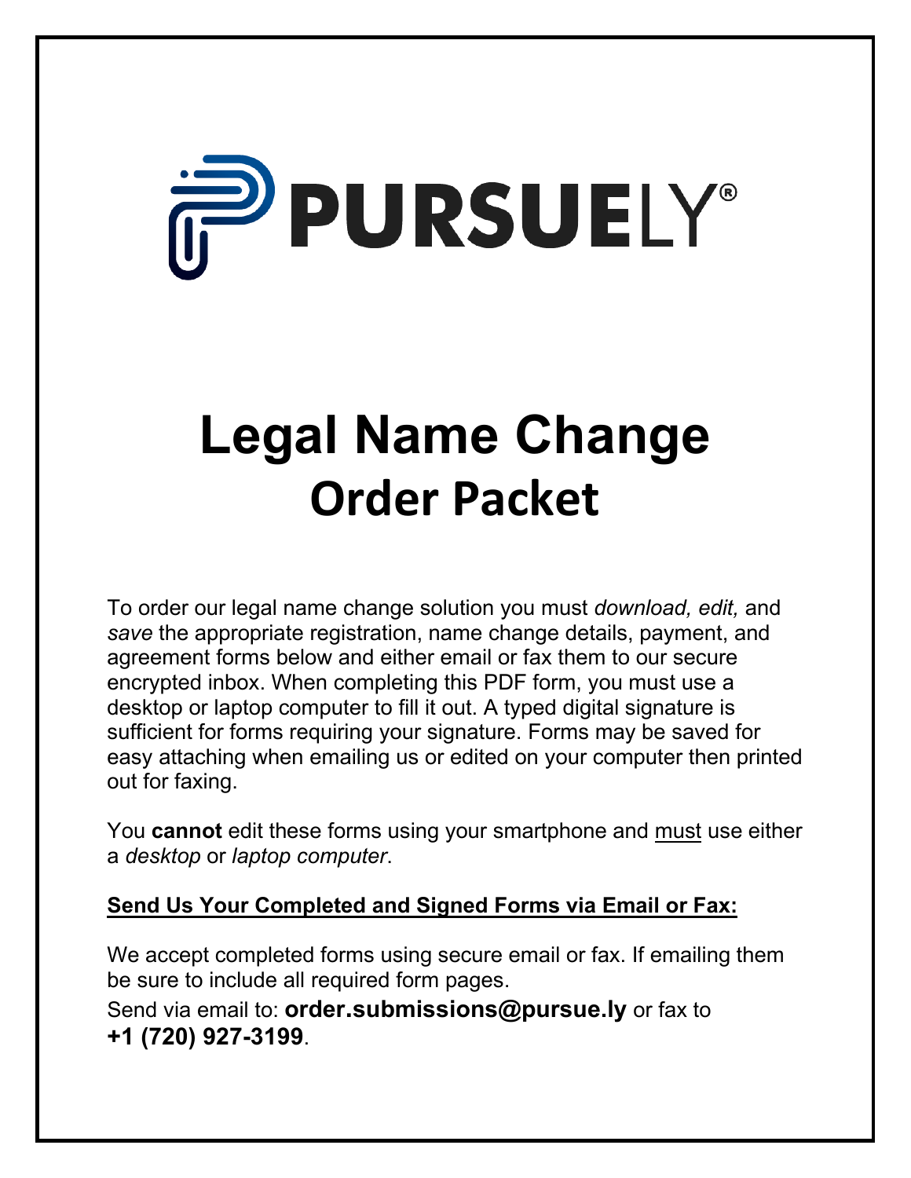PURSUELY®

# Legal Name Change

## Order Packet

To order our legal name change solution you must *download, edit,* and *save* the appropriate registration, name change details, payment, and agreement forms below and either email or fax them to our secure encrypted inbox. When completing this PDF form, you must use a desktop or laptop computer to fill it out. A typed digital signature is sufficient for forms requiring your signature. Forms may be saved for easy attaching when emailing us or edited on your computer then printed out for faxing.

You **cannot** edit these forms using your smartphone and must use either a *desktop* or *laptop computer*.

**Send Us Your Completed and Signed Forms via Email or Fax:**

We accept completed forms using secure email or fax. If emailing them be sure to include all required form pages.

Send via email to: **order.submissions@pursue.ly** or fax to **+1 (720) 927-3199**.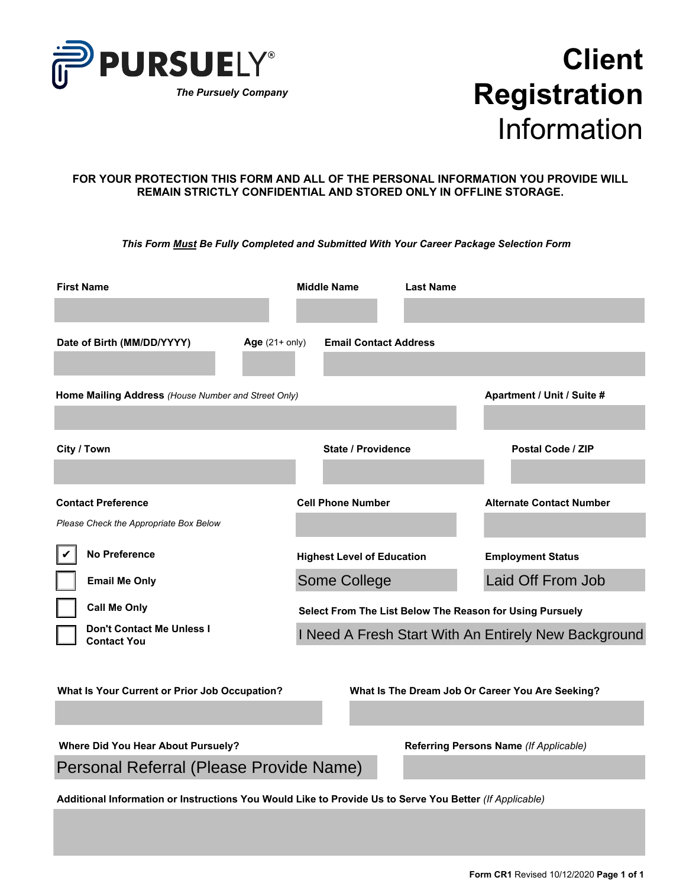**PURSUELY®**

*The Pursuely Company*

# Client Registration Information

**FOR YOUR PROTECTION THIS FORM AND ALL OF THE PERSONAL INFORMATION YOU PROVIDE WILL REMAIN STRICTLY CONFIDENTIAL AND STORED ONLY IN OFFLINE STORAGE.**

***This Form Must Be Fully Completed and Submitted With Your Career Package Selection Form***

**First Name**

**Middle Name**

**Last Name**

**Date of Birth (MM/DD/YYYY)**

**Age** (21+ only)

**Email Contact Address**

**Home Mailing Address** *(House Number and Street Only)*

**Apartment / Unit / Suite #**

**City / Town**

**State / Providence**

**Postal Code / ZIP**

**Contact Preference**

*Please Check the Appropriate Box Below*

- [x] **No Preference**
- [ ] **Email Me Only**
- [ ] **Call Me Only**
- [ ] **Don't Contact Me Unless I Contact You**

**Cell Phone Number**

**Alternate Contact Number**

**Highest Level of Education**

Some College

**Employment Status**

Laid Off From Job

**Select From The List Below The Reason for Using Pursuely**

I Need A Fresh Start With An Entirely New Background

**What Is Your Current or Prior Job Occupation?**

**What Is The Dream Job Or Career You Are Seeking?**

**Where Did You Hear About Pursuely?**

Personal Referral (Please Provide Name)

**Referring Persons Name** *(If Applicable)*

**Additional Information or Instructions You Would Like to Provide Us to Serve You Better** *(If Applicable)*

**Form CR1** Revised 10/12/2020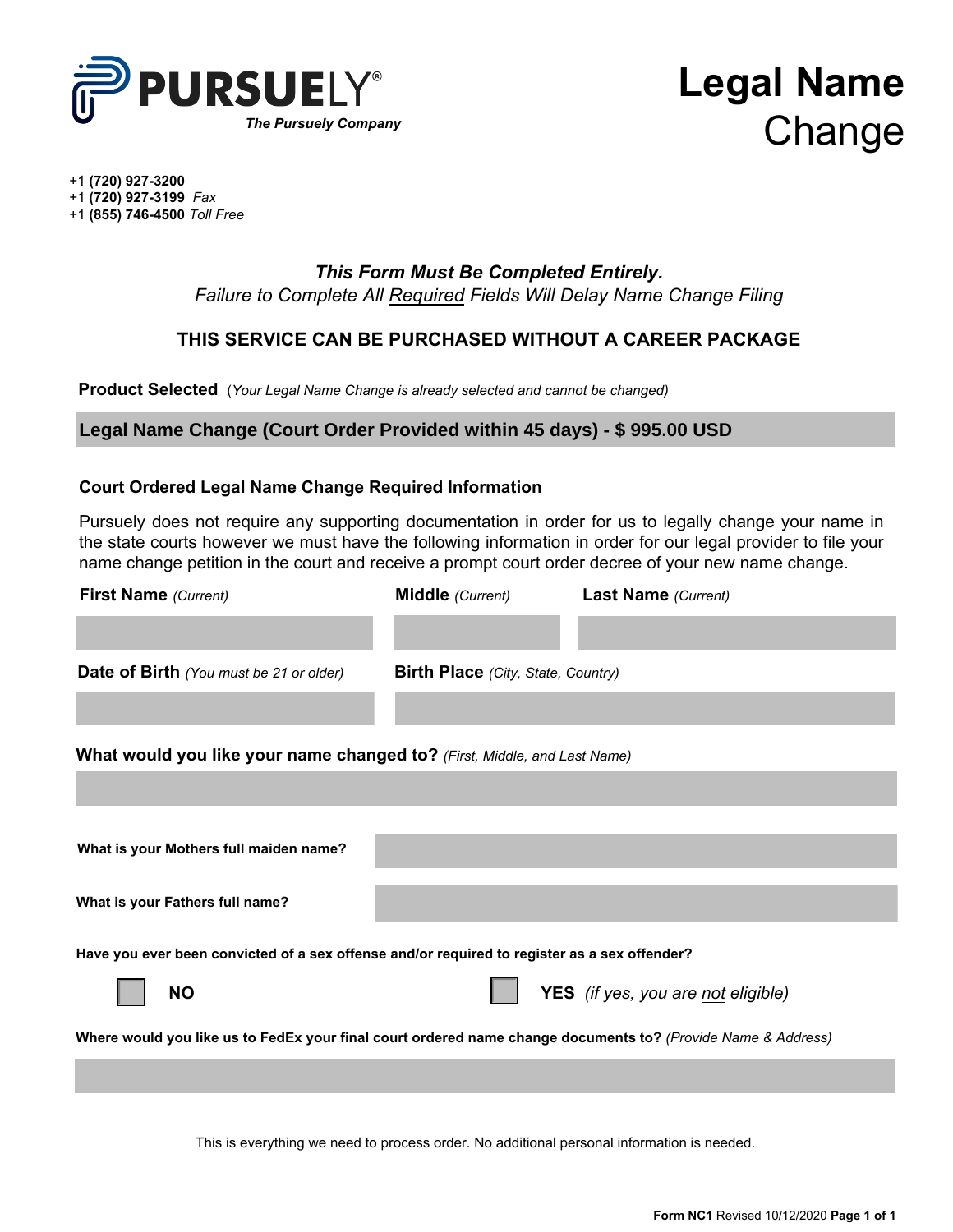**PURSUELY®**
*The Pursuely Company*

# Legal Name Change

+1 **(720) 927-3200**
+1 **(720) 927-3199** *Fax*
+1 **(855) 746-4500** *Toll Free*

***This Form Must Be Completed Entirely.***
*Failure to Complete All Required Fields Will Delay Name Change Filing*

**THIS SERVICE CAN BE PURCHASED WITHOUT A CAREER PACKAGE**

**Product Selected** (*Your Legal Name Change is already selected and cannot be changed)*

**Legal Name Change (Court Order Provided within 45 days) - $ 995.00 USD**

### Court Ordered Legal Name Change Required Information

Pursuely does not require any supporting documentation in order for us to legally change your name in the state courts however we must have the following information in order for our legal provider to file your name change petition in the court and receive a prompt court order decree of your new name change.

| **First Name** *(Current)* | **Middle** *(Current)* | **Last Name** *(Current)* |
|---|---|---|
| | | |

| **Date of Birth** *(You must be 21 or older)* | **Birth Place** *(City, State, Country)* |
|---|---|
| | |

**What would you like your name changed to?** *(First, Middle, and Last Name)*

**What is your Mothers full maiden name?**

**What is your Fathers full name?**

**Have you ever been convicted of a sex offense and/or required to register as a sex offender?**

☐ **NO** ☐ **YES** *(if yes, you are not eligible)*

**Where would you like us to FedEx your final court ordered name change documents to?** *(Provide Name & Address)*

This is everything we need to process order. No additional personal information is needed.

**Form NC1** Revised 10/12/2020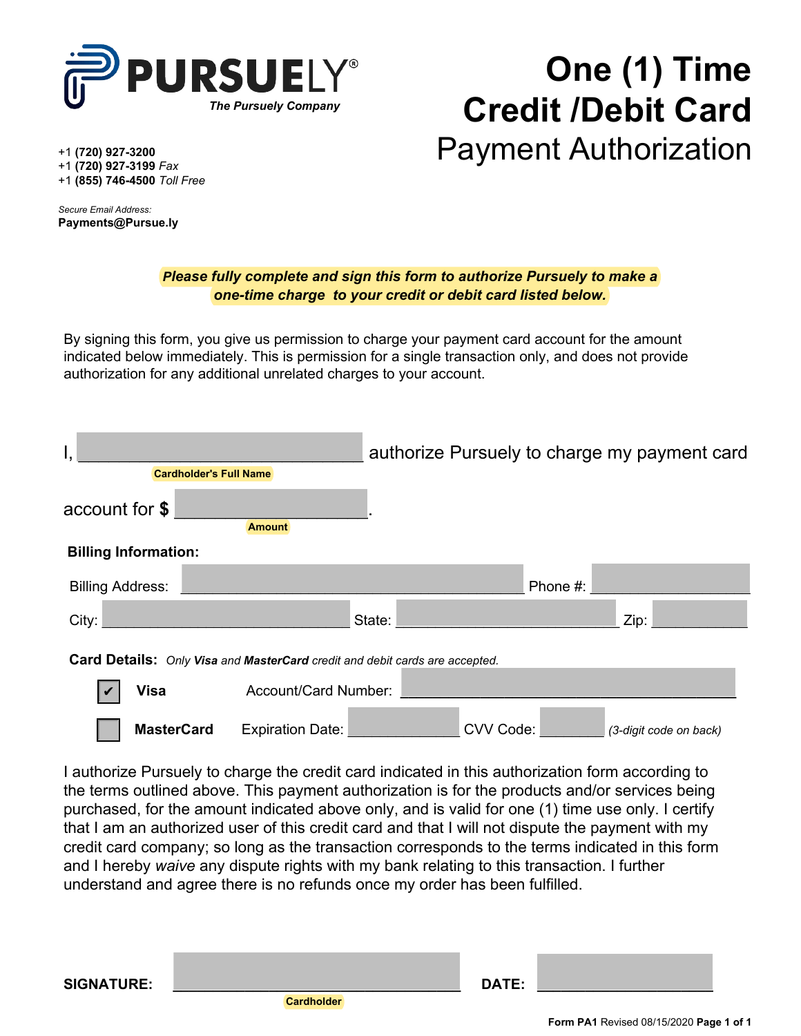**PURSUELY**®
*The Pursuely Company*

+1 **(720) 927-3200**
+1 **(720) 927-3199** *Fax*
+1 **(855) 746-4500** *Toll Free*

*Secure Email Address:*
**Payments@Pursue.ly**

# One (1) Time Credit /Debit Card
## Payment Authorization

***Please fully complete and sign this form to authorize Pursuely to make a one-time charge to your credit or debit card listed below.***

By signing this form, you give us permission to charge your payment card account for the amount indicated below immediately. This is permission for a single transaction only, and does not provide authorization for any additional unrelated charges to your account.

I, ______________________________ authorize Pursuely to charge my payment card
**Cardholder's Full Name**

account for **$** ____________________.
**Amount**

**Billing Information:**

Billing Address: ____________________________________ Phone #: ________________

City: ________________________ State: ________________________ Zip: __________

**Card Details:** *Only **Visa** and **MasterCard** credit and debit cards are accepted.*

- [x] **Visa** Account/Card Number: ____________________________________
- [ ] **MasterCard** Expiration Date: ____________ CVV Code: ________ *(3-digit code on back)*

I authorize Pursuely to charge the credit card indicated in this authorization form according to the terms outlined above. This payment authorization is for the products and/or services being purchased, for the amount indicated above only, and is valid for one (1) time use only. I certify that I am an authorized user of this credit card and that I will not dispute the payment with my credit card company; so long as the transaction corresponds to the terms indicated in this form and I hereby *waive* any dispute rights with my bank relating to this transaction. I further understand and agree there is no refunds once my order has been fulfilled.

**SIGNATURE:** ______________________________ **DATE:** ____________________
**Cardholder**

**Form PA1** Revised 08/15/2020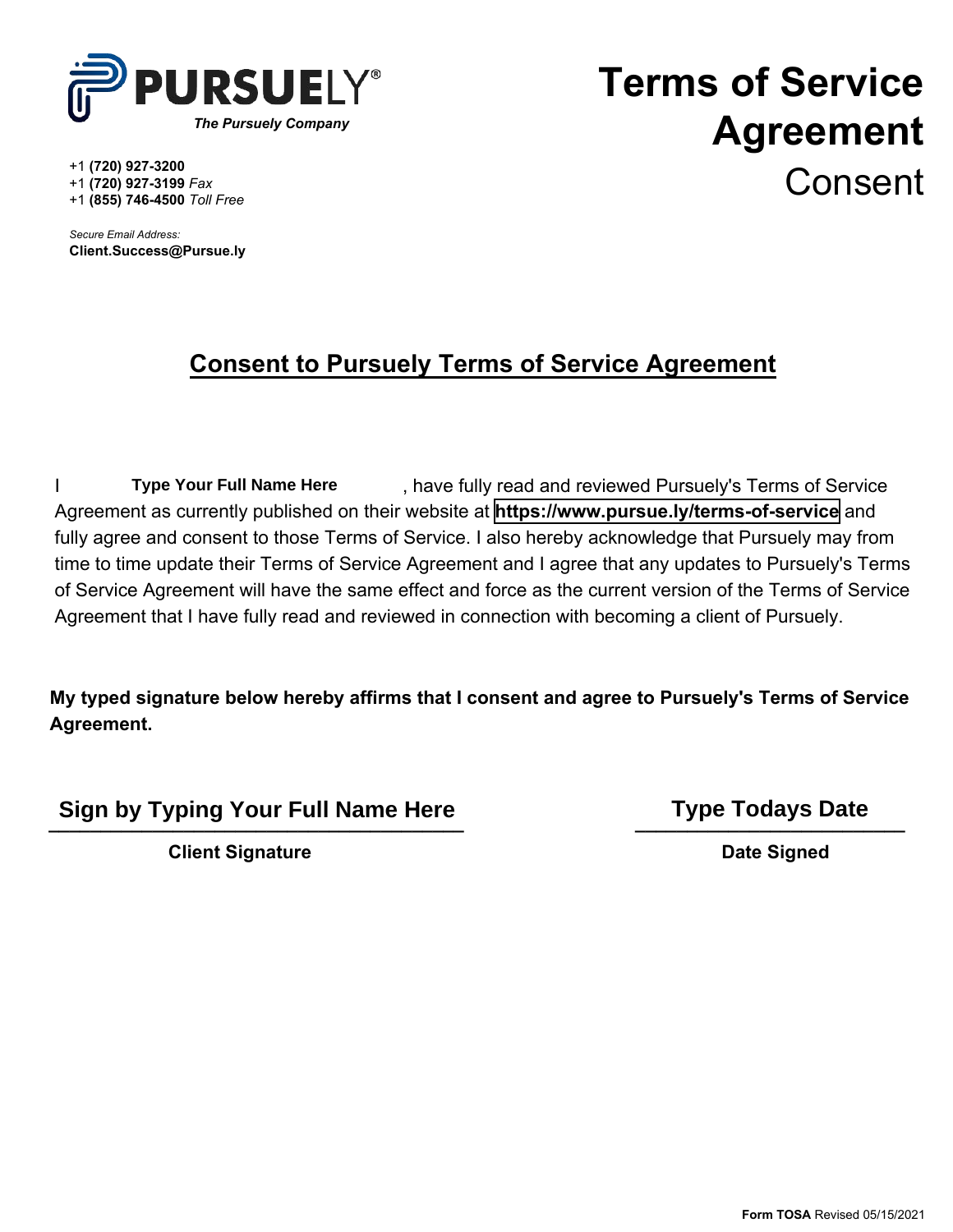**PURSUELY®**
*The Pursuely Company*

+1 **(720) 927-3200**
+1 **(720) 927-3199** *Fax*
+1 **(855) 746-4500** *Toll Free*

*Secure Email Address:*
**Client.Success@Pursue.ly**

# Terms of Service Agreement
Consent

## Consent to Pursuely Terms of Service Agreement

I **Type Your Full Name Here** , have fully read and reviewed Pursuely's Terms of Service Agreement as currently published on their website at **https://www.pursue.ly/terms-of-service** and fully agree and consent to those Terms of Service. I also hereby acknowledge that Pursuely may from time to time update their Terms of Service Agreement and I agree that any updates to Pursuely's Terms of Service Agreement will have the same effect and force as the current version of the Terms of Service Agreement that I have fully read and reviewed in connection with becoming a client of Pursuely.

**My typed signature below hereby affirms that I consent and agree to Pursuely's Terms of Service Agreement.**

**Sign by Typing Your Full Name Here**
______________________________
**Client Signature**

**Type Todays Date**
______________________
**Date Signed**

**Form TOSA** Revised 05/15/2021